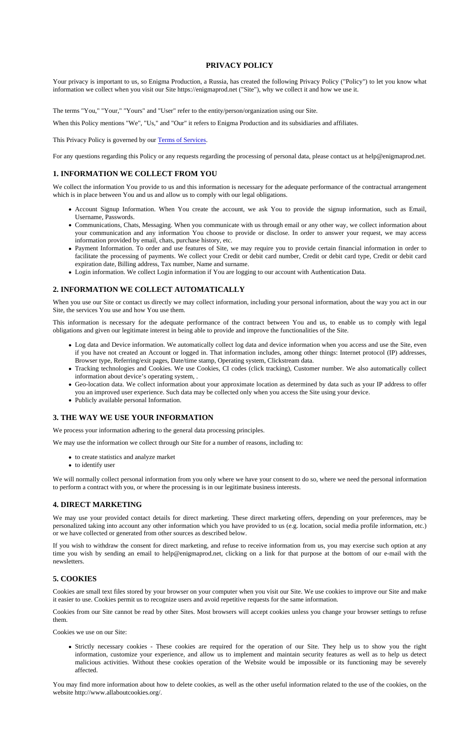# PRIVACY POLICY

Your privacy is important to us, so Enigma Production, a Russia, has created the following Privacy Policy ("Policy") to let you know what information we collect when you visit our Site https://enigmaprod.net ("Site"), why we collect it and how we use it.

The terms "You," "Your," "Yours" and "User" refer to the entity/person/organization using our Site.

When this Policy mentions "We", "Us," and "Our" it refers to Enigma Production and its subsidiaries and affiliates.

This Privacy Policy is governed by our Terms of Services.

For any questions regarding this Policy or any requests regarding the processing of personal data, please contact us at help@enigmaprod.net.

## 1. INFORMATION WE COLLECT FROM YOU

We collect the information You provide to us and this information is necessary for the adequate performance of the contractual arrangement which is in place between You and us and allow us to comply with our legal obligations.

- Account Signup Information. When You create the account, we ask You to provide the signup information, such as Email, Username, Passwords.
- Communications, Chats, Messaging. When you communicate with us through email or any other way, we collect information about your communication and any information You choose to provide or disclose. In order to answer your request, we may access information provided by email, chats, purchase history, etc.
- Payment Information. To order and use features of Site, we may require you to provide certain financial information in order to facilitate the processing of payments. We collect your Credit or debit card number, Credit or debit card type, Credit or debit card expiration date, Billing address, Tax number, Name and surname.
- Login information. We collect Login information if You are logging to our account with Authentication Data.

## 2. INFORMATION WE COLLECT AUTOMATICALLY

When you use our Site or contact us directly we may collect information, including your personal information, about the way you act in our Site, the services You use and how You use them.

This information is necessary for the adequate performance of the contract between You and us, to enable us to comply with legal obligations and given our legitimate interest in being able to provide and improve the functionalities of the Site.

- Log data and Device information. We automatically collect log data and device information when you access and use the Site, even if you have not created an Account or logged in. That information includes, among other things: Internet protocol (IP) addresses, Browser type, Referring/exit pages, Date/time stamp, Operating system, Clickstream data.
- Tracking technologies and Cookies. We use Cookies, CI codes (click tracking), Customer number. We also automatically collect information about device's operating system, .
- Geo-location data. We collect information about your approximate location as determined by data such as your IP address to offer you an improved user experience. Such data may be collected only when you access the Site using your device.
- Publicly available personal Information.

## 3. THE WAY WE USE YOUR INFORMATION

We process your information adhering to the general data processing principles.

We may use the information we collect through our Site for a number of reasons, including to:

- to create statistics and analyze market
- to identify user

We will normally collect personal information from you only where we have your consent to do so, where we need the personal information to perform a contract with you, or where the processing is in our legitimate business interests.

## 4. DIRECT MARKETING

We may use your provided contact details for direct marketing. These direct marketing offers, depending on your preferences, may be personalized taking into account any other information which you have provided to us (e.g. location, social media profile information, etc.) or we have collected or generated from other sources as described below.

If you wish to withdraw the consent for direct marketing, and refuse to receive information from us, you may exercise such option at any time you wish by sending an email to help@enigmaprod.net, clicking on a link for that purpose at the bottom of our e-mail with the newsletters.

## 5. COOKIES

Cookies are small text files stored by your browser on your computer when you visit our Site. We use cookies to improve our Site and make it easier to use. Cookies permit us to recognize users and avoid repetitive requests for the same information.

Cookies from our Site cannot be read by other Sites. Most browsers will accept cookies unless you change your browser settings to refuse them.

Cookies we use on our Site:

- Strictly necessary cookies - These cookies are required for the operation of our Site. They help us to show you the right information, customize your experience, and allow us to implement and maintain security features as well as to help us detect malicious activities. Without these cookies operation of the Website would be impossible or its functioning may be severely affected.

You may find more information about how to delete cookies, as well as the other useful information related to the use of the cookies, on the website http://www.allaboutcookies.org/.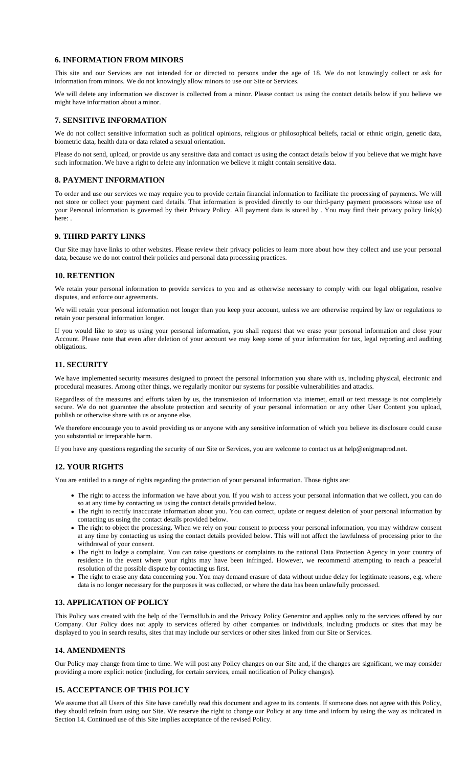### 6. INFORMATION FROM MINORS

This site and our Services are not intended for or directed to persons under the age of 18. We do not knowingly collect or ask for information from minors. We do not knowingly allow minors to use our Site or Services.

We will delete any information we discover is collected from a minor. Please contact us using the contact details below if you believe we might have information about a minor.

### 7. SENSITIVE INFORMATION

We do not collect sensitive information such as political opinions, religious or philosophical beliefs, racial or ethnic origin, genetic data, biometric data, health data or data related a sexual orientation.

Please do not send, upload, or provide us any sensitive data and contact us using the contact details below if you believe that we might have such information. We have a right to delete any information we believe it might contain sensitive data.

### 8. PAYMENT INFORMATION

To order and use our services we may require you to provide certain financial information to facilitate the processing of payments. We will not store or collect your payment card details. That information is provided directly to our third-party payment processors whose use of your Personal information is governed by their Privacy Policy. All payment data is stored by . You may find their privacy policy link(s) here: .

### 9. THIRD PARTY LINKS

Our Site may have links to other websites. Please review their privacy policies to learn more about how they collect and use your personal data, because we do not control their policies and personal data processing practices.

### 10. RETENTION

We retain your personal information to provide services to you and as otherwise necessary to comply with our legal obligation, resolve disputes, and enforce our agreements.

We will retain your personal information not longer than you keep your account, unless we are otherwise required by law or regulations to retain your personal information longer.

If you would like to stop us using your personal information, you shall request that we erase your personal information and close your Account. Please note that even after deletion of your account we may keep some of your information for tax, legal reporting and auditing obligations.

### 11. SECURITY

We have implemented security measures designed to protect the personal information you share with us, including physical, electronic and procedural measures. Among other things, we regularly monitor our systems for possible vulnerabilities and attacks.

Regardless of the measures and efforts taken by us, the transmission of information via internet, email or text message is not completely secure. We do not guarantee the absolute protection and security of your personal information or any other User Content you upload, publish or otherwise share with us or anyone else.

We therefore encourage you to avoid providing us or anyone with any sensitive information of which you believe its disclosure could cause you substantial or irreparable harm.

If you have any questions regarding the security of our Site or Services, you are welcome to contact us at help@enigmaprod.net.

### 12. YOUR RIGHTS

You are entitled to a range of rights regarding the protection of your personal information. Those rights are:

- The right to access the information we have about you. If you wish to access your personal information that we collect, you can do so at any time by contacting us using the contact details provided below.
- The right to rectify inaccurate information about you. You can correct, update or request deletion of your personal information by contacting us using the contact details provided below.
- The right to object the processing. When we rely on your consent to process your personal information, you may withdraw consent at any time by contacting us using the contact details provided below. This will not affect the lawfulness of processing prior to the withdrawal of your consent.
- The right to lodge a complaint. You can raise questions or complaints to the national Data Protection Agency in your country of residence in the event where your rights may have been infringed. However, we recommend attempting to reach a peaceful resolution of the possible dispute by contacting us first.
- The right to erase any data concerning you. You may demand erasure of data without undue delay for legitimate reasons, e.g. where data is no longer necessary for the purposes it was collected, or where the data has been unlawfully processed.

### 13. APPLICATION OF POLICY

This Policy was created with the help of the TermsHub.io and the Privacy Policy Generator and applies only to the services offered by our Company. Our Policy does not apply to services offered by other companies or individuals, including products or sites that may be displayed to you in search results, sites that may include our services or other sites linked from our Site or Services.

### 14. AMENDMENTS

Our Policy may change from time to time. We will post any Policy changes on our Site and, if the changes are significant, we may consider providing a more explicit notice (including, for certain services, email notification of Policy changes).

### 15. ACCEPTANCE OF THIS POLICY

We assume that all Users of this Site have carefully read this document and agree to its contents. If someone does not agree with this Policy, they should refrain from using our Site. We reserve the right to change our Policy at any time and inform by using the way as indicated in Section 14. Continued use of this Site implies acceptance of the revised Policy.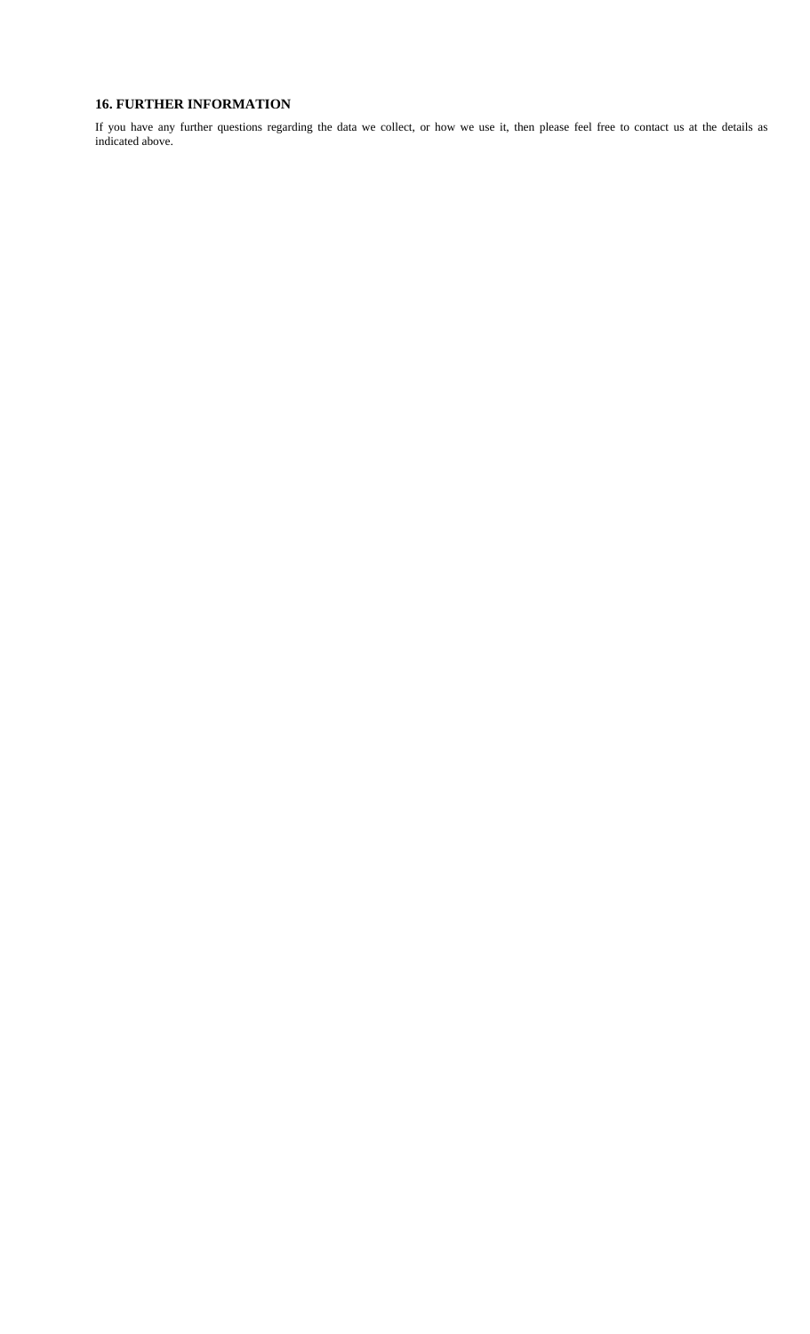## 16. FURTHER INFORMATION

If you have any further questions regarding the data we collect, or how we use it, then please feel free to contact us at the details as indicated above.